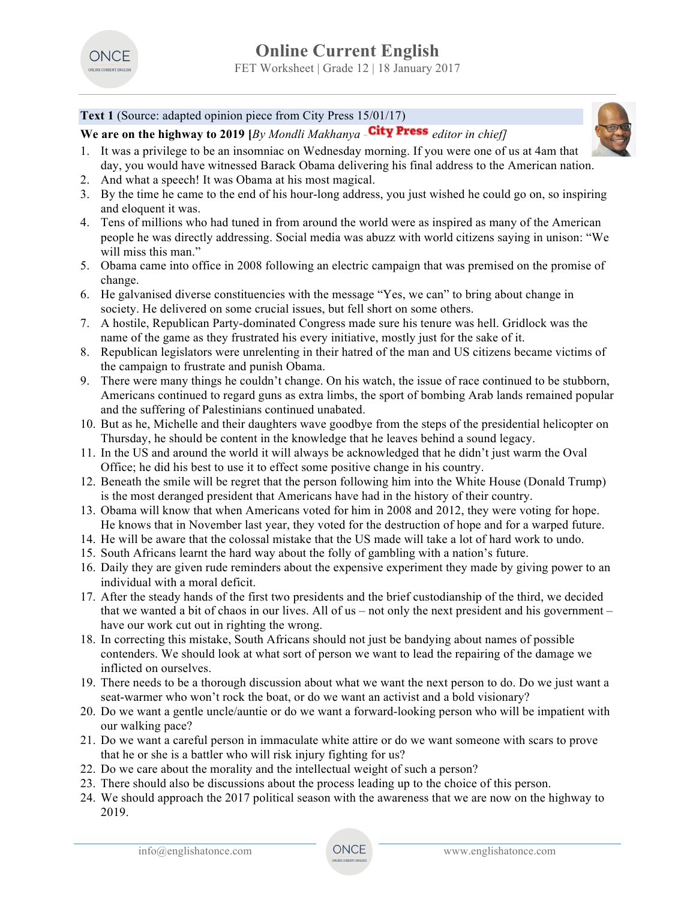# Online Current English

FET Worksheet | Grade 12 | 18 January 2017

**Text 1** (Source: adapted opinion piece from City Press 15/01/17)

**We are on the highway to 2019** [*By Mondli Makhanya - City Press editor in chief*]

1. It was a privilege to be an insomniac on Wednesday morning. If you were one of us at 4am that day, you would have witnessed Barack Obama delivering his final address to the American nation.
2. And what a speech! It was Obama at his most magical.
3. By the time he came to the end of his hour-long address, you just wished he could go on, so inspiring and eloquent it was.
4. Tens of millions who had tuned in from around the world were as inspired as many of the American people he was directly addressing. Social media was abuzz with world citizens saying in unison: "We will miss this man."
5. Obama came into office in 2008 following an electric campaign that was premised on the promise of change.
6. He galvanised diverse constituencies with the message "Yes, we can" to bring about change in society. He delivered on some crucial issues, but fell short on some others.
7. A hostile, Republican Party-dominated Congress made sure his tenure was hell. Gridlock was the name of the game as they frustrated his every initiative, mostly just for the sake of it.
8. Republican legislators were unrelenting in their hatred of the man and US citizens became victims of the campaign to frustrate and punish Obama.
9. There were many things he couldn't change. On his watch, the issue of race continued to be stubborn, Americans continued to regard guns as extra limbs, the sport of bombing Arab lands remained popular and the suffering of Palestinians continued unabated.
10. But as he, Michelle and their daughters wave goodbye from the steps of the presidential helicopter on Thursday, he should be content in the knowledge that he leaves behind a sound legacy.
11. In the US and around the world it will always be acknowledged that he didn't just warm the Oval Office; he did his best to use it to effect some positive change in his country.
12. Beneath the smile will be regret that the person following him into the White House (Donald Trump) is the most deranged president that Americans have had in the history of their country.
13. Obama will know that when Americans voted for him in 2008 and 2012, they were voting for hope. He knows that in November last year, they voted for the destruction of hope and for a warped future.
14. He will be aware that the colossal mistake that the US made will take a lot of hard work to undo.
15. South Africans learnt the hard way about the folly of gambling with a nation's future.
16. Daily they are given rude reminders about the expensive experiment they made by giving power to an individual with a moral deficit.
17. After the steady hands of the first two presidents and the brief custodianship of the third, we decided that we wanted a bit of chaos in our lives. All of us – not only the next president and his government – have our work cut out in righting the wrong.
18. In correcting this mistake, South Africans should not just be bandying about names of possible contenders. We should look at what sort of person we want to lead the repairing of the damage we inflicted on ourselves.
19. There needs to be a thorough discussion about what we want the next person to do. Do we just want a seat-warmer who won't rock the boat, or do we want an activist and a bold visionary?
20. Do we want a gentle uncle/auntie or do we want a forward-looking person who will be impatient with our walking pace?
21. Do we want a careful person in immaculate white attire or do we want someone with scars to prove that he or she is a battler who will risk injury fighting for us?
22. Do we care about the morality and the intellectual weight of such a person?
23. There should also be discussions about the process leading up to the choice of this person.
24. We should approach the 2017 political season with the awareness that we are now on the highway to 2019.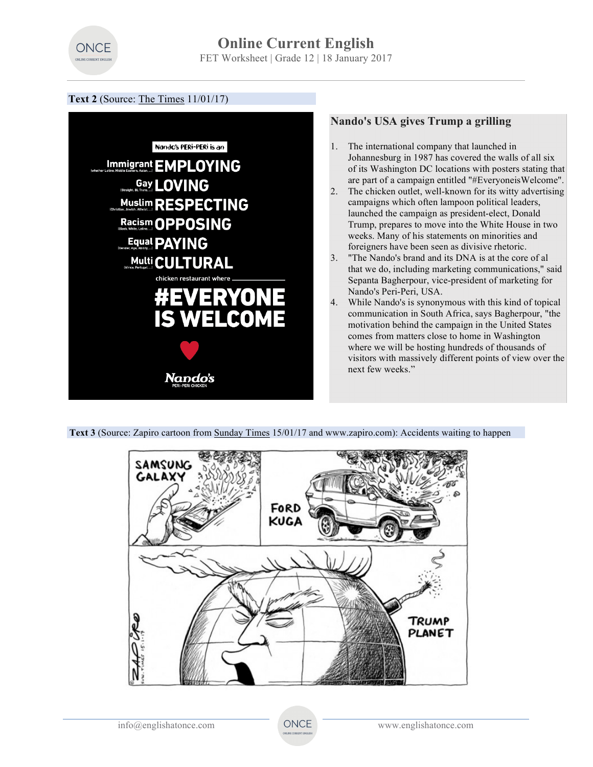**Text 2** (Source: The Times 11/01/17)

## Nando's USA gives Trump a grilling

1. The international company that launched in Johannesburg in 1987 has covered the walls of all six of its Washington DC locations with posters stating that are part of a campaign entitled "#EveryoneisWelcome".
2. The chicken outlet, well-known for its witty advertising campaigns which often lampoon political leaders, launched the campaign as president-elect, Donald Trump, prepares to move into the White House in two weeks. Many of his statements on minorities and foreigners have been seen as divisive rhetoric.
3. "The Nando's brand and its DNA is at the core of al that we do, including marketing communications," said Sepanta Bagherpour, vice-president of marketing for Nando's Peri-Peri, USA.
4. While Nando's is synonymous with this kind of topical communication in South Africa, says Bagherpour, "the motivation behind the campaign in the United States comes from matters close to home in Washington where we will be hosting hundreds of thousands of visitors with massively different points of view over the next few weeks."

**Text 3** (Source: Zapiro cartoon from Sunday Times 15/01/17 and www.zapiro.com): Accidents waiting to happen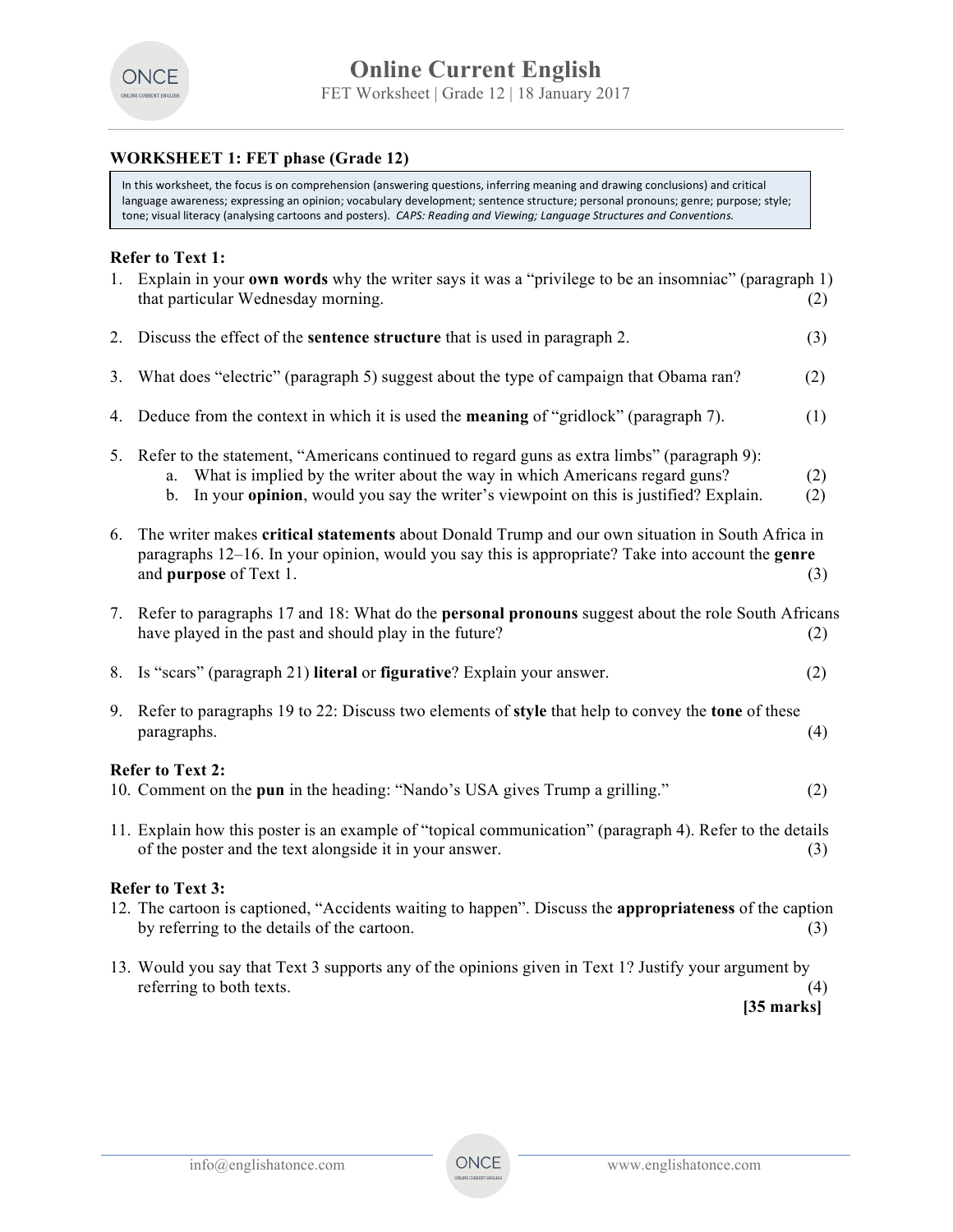## WORKSHEET 1: FET phase (Grade 12)

In this worksheet, the focus is on comprehension (answering questions, inferring meaning and drawing conclusions) and critical language awareness; expressing an opinion; vocabulary development; sentence structure; personal pronouns; genre; purpose; style; tone; visual literacy (analysing cartoons and posters). *CAPS: Reading and Viewing; Language Structures and Conventions.*

**Refer to Text 1:**

1. Explain in your **own words** why the writer says it was a "privilege to be an insomniac" (paragraph 1) that particular Wednesday morning. (2)
2. Discuss the effect of the **sentence structure** that is used in paragraph 2. (3)
3. What does "electric" (paragraph 5) suggest about the type of campaign that Obama ran? (2)
4. Deduce from the context in which it is used the **meaning** of "gridlock" (paragraph 7). (1)
5. Refer to the statement, "Americans continued to regard guns as extra limbs" (paragraph 9):
   a. What is implied by the writer about the way in which Americans regard guns? (2)
   b. In your **opinion**, would you say the writer's viewpoint on this is justified? Explain. (2)
6. The writer makes **critical statements** about Donald Trump and our own situation in South Africa in paragraphs 12–16. In your opinion, would you say this is appropriate? Take into account the **genre** and **purpose** of Text 1. (3)
7. Refer to paragraphs 17 and 18: What do the **personal pronouns** suggest about the role South Africans have played in the past and should play in the future? (2)
8. Is "scars" (paragraph 21) **literal** or **figurative**? Explain your answer. (2)
9. Refer to paragraphs 19 to 22: Discuss two elements of **style** that help to convey the **tone** of these paragraphs. (4)

**Refer to Text 2:**

10. Comment on the **pun** in the heading: "Nando's USA gives Trump a grilling." (2)
11. Explain how this poster is an example of "topical communication" (paragraph 4). Refer to the details of the poster and the text alongside it in your answer. (3)

**Refer to Text 3:**

12. The cartoon is captioned, "Accidents waiting to happen". Discuss the **appropriateness** of the caption by referring to the details of the cartoon. (3)
13. Would you say that Text 3 supports any of the opinions given in Text 1? Justify your argument by referring to both texts. (4)

**[35 marks]**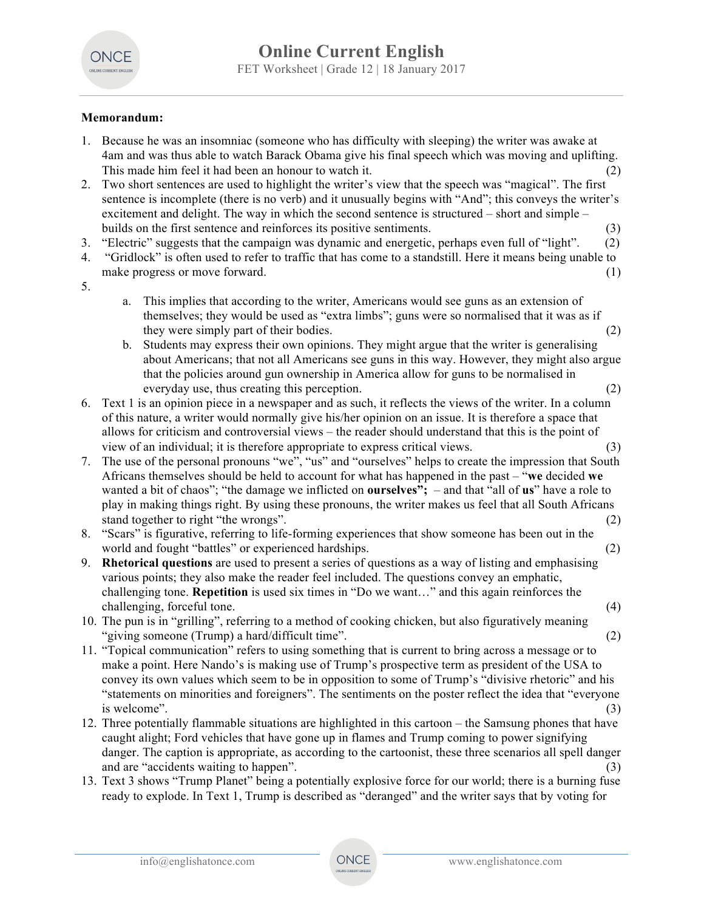**Memorandum:**

1. Because he was an insomniac (someone who has difficulty with sleeping) the writer was awake at 4am and was thus able to watch Barack Obama give his final speech which was moving and uplifting. This made him feel it had been an honour to watch it. (2)
2. Two short sentences are used to highlight the writer's view that the speech was "magical". The first sentence is incomplete (there is no verb) and it unusually begins with "And"; this conveys the writer's excitement and delight. The way in which the second sentence is structured – short and simple – builds on the first sentence and reinforces its positive sentiments. (3)
3. "Electric" suggests that the campaign was dynamic and energetic, perhaps even full of "light". (2)
4. "Gridlock" is often used to refer to traffic that has come to a standstill. Here it means being unable to make progress or move forward. (1)
5.
   a. This implies that according to the writer, Americans would see guns as an extension of themselves; they would be used as "extra limbs"; guns were so normalised that it was as if they were simply part of their bodies. (2)
   b. Students may express their own opinions. They might argue that the writer is generalising about Americans; that not all Americans see guns in this way. However, they might also argue that the policies around gun ownership in America allow for guns to be normalised in everyday use, thus creating this perception. (2)
6. Text 1 is an opinion piece in a newspaper and as such, it reflects the views of the writer. In a column of this nature, a writer would normally give his/her opinion on an issue. It is therefore a space that allows for criticism and controversial views – the reader should understand that this is the point of view of an individual; it is therefore appropriate to express critical views. (3)
7. The use of the personal pronouns "we", "us" and "ourselves" helps to create the impression that South Africans themselves should be held to account for what has happened in the past – "**we** decided **we** wanted a bit of chaos"; "the damage we inflicted on **ourselves";** – and that "all of **us**" have a role to play in making things right. By using these pronouns, the writer makes us feel that all South Africans stand together to right "the wrongs". (2)
8. "Scars" is figurative, referring to life-forming experiences that show someone has been out in the world and fought "battles" or experienced hardships. (2)
9. **Rhetorical questions** are used to present a series of questions as a way of listing and emphasising various points; they also make the reader feel included. The questions convey an emphatic, challenging tone. **Repetition** is used six times in "Do we want…" and this again reinforces the challenging, forceful tone. (4)
10. The pun is in "grilling", referring to a method of cooking chicken, but also figuratively meaning "giving someone (Trump) a hard/difficult time". (2)
11. "Topical communication" refers to using something that is current to bring across a message or to make a point. Here Nando's is making use of Trump's prospective term as president of the USA to convey its own values which seem to be in opposition to some of Trump's "divisive rhetoric" and his "statements on minorities and foreigners". The sentiments on the poster reflect the idea that "everyone is welcome". (3)
12. Three potentially flammable situations are highlighted in this cartoon – the Samsung phones that have caught alight; Ford vehicles that have gone up in flames and Trump coming to power signifying danger. The caption is appropriate, as according to the cartoonist, these three scenarios all spell danger and are "accidents waiting to happen". (3)
13. Text 3 shows "Trump Planet" being a potentially explosive force for our world; there is a burning fuse ready to explode. In Text 1, Trump is described as "deranged" and the writer says that by voting for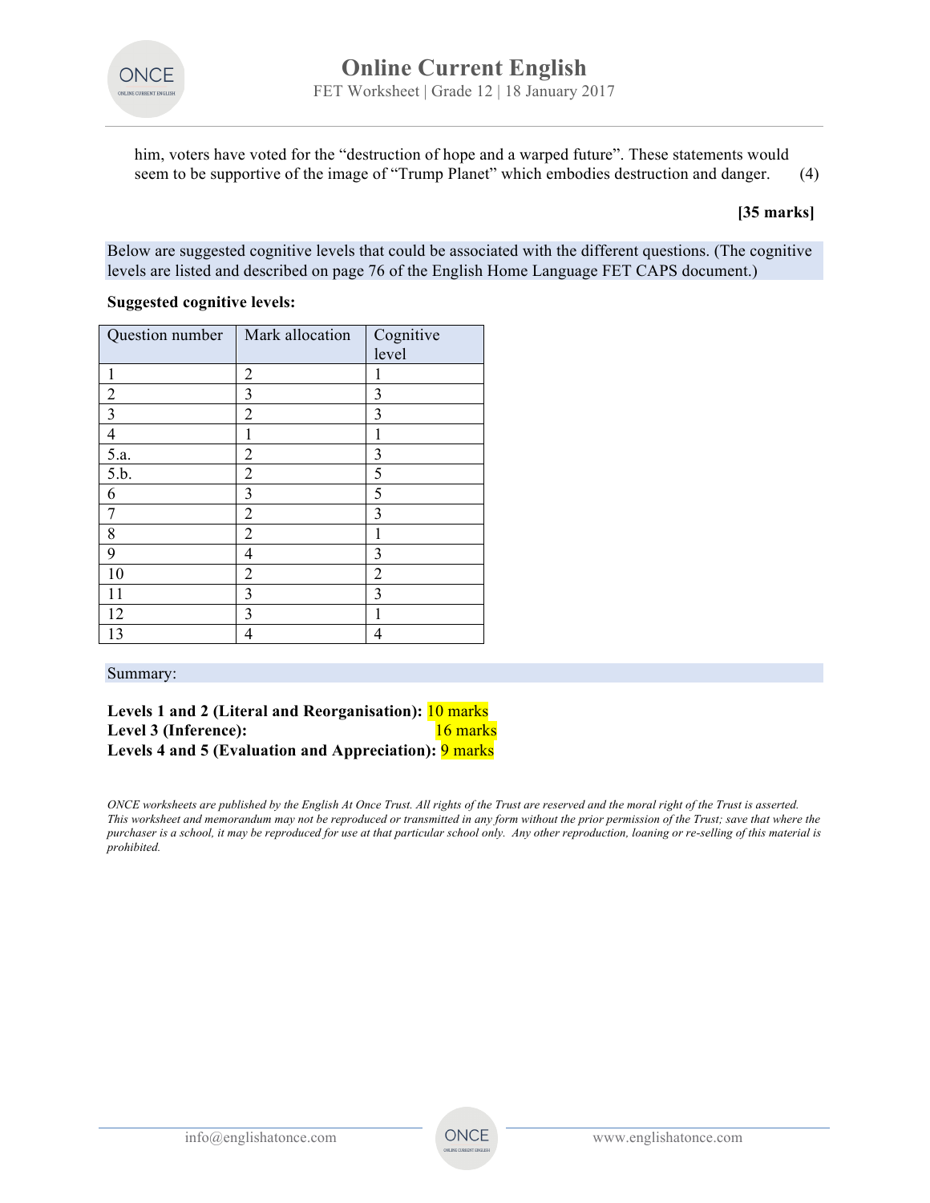him, voters have voted for the "destruction of hope and a warped future". These statements would seem to be supportive of the image of "Trump Planet" which embodies destruction and danger. (4)

**[35 marks]**

Below are suggested cognitive levels that could be associated with the different questions. (The cognitive levels are listed and described on page 76 of the English Home Language FET CAPS document.)

**Suggested cognitive levels:**

| Question number | Mark allocation | Cognitive level |
|---|---|---|
| 1 | 2 | 1 |
| 2 | 3 | 3 |
| 3 | 2 | 3 |
| 4 | 1 | 1 |
| 5.a. | 2 | 3 |
| 5.b. | 2 | 5 |
| 6 | 3 | 5 |
| 7 | 2 | 3 |
| 8 | 2 | 1 |
| 9 | 4 | 3 |
| 10 | 2 | 2 |
| 11 | 3 | 3 |
| 12 | 3 | 1 |
| 13 | 4 | 4 |

Summary:

**Levels 1 and 2 (Literal and Reorganisation):** 10 marks
**Level 3 (Inference):** 16 marks
**Levels 4 and 5 (Evaluation and Appreciation):** 9 marks

*ONCE worksheets are published by the English At Once Trust. All rights of the Trust are reserved and the moral right of the Trust is asserted. This worksheet and memorandum may not be reproduced or transmitted in any form without the prior permission of the Trust; save that where the purchaser is a school, it may be reproduced for use at that particular school only. Any other reproduction, loaning or re-selling of this material is prohibited.*